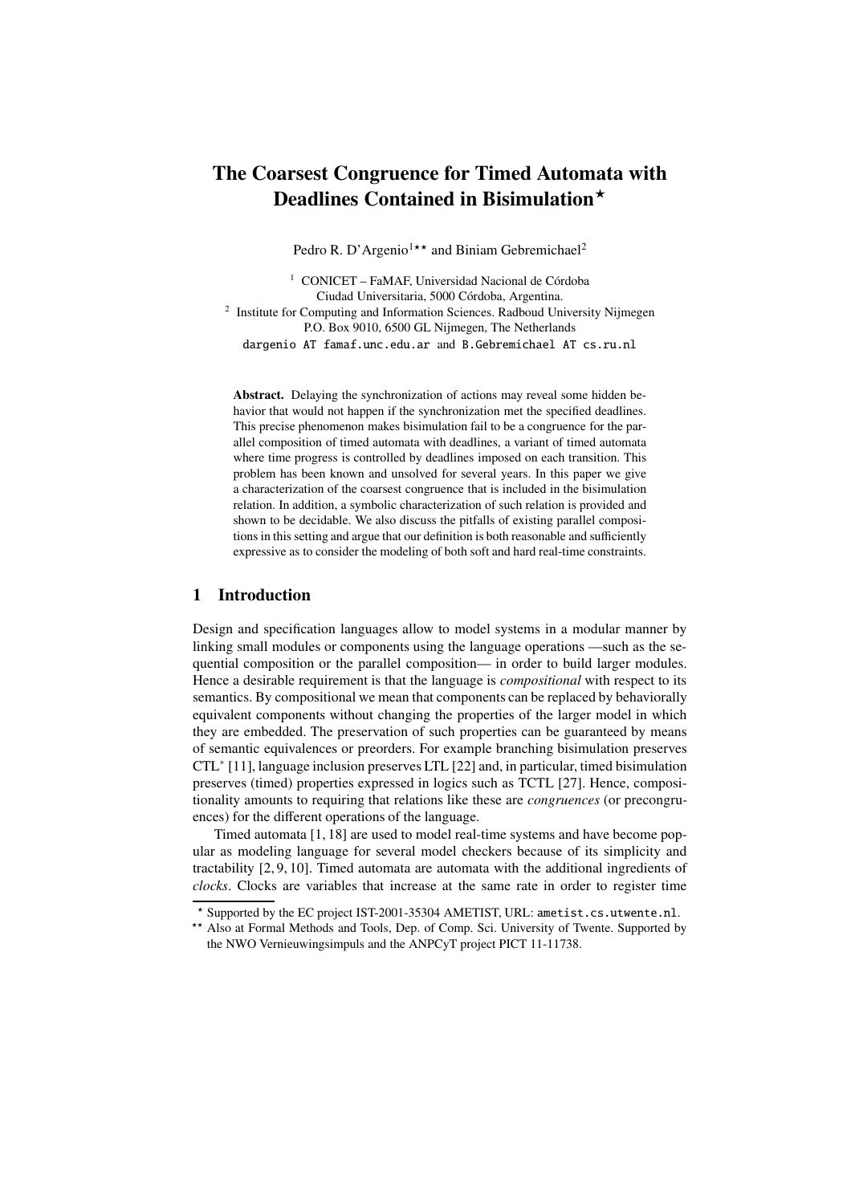# The Coarsest Congruence for Timed Automata with Deadlines Contained in Bisimulation*

Pedro R. D'Argenio[1**] and Biniam Gebremichael[2]

[1] CONICET – FaMAF, Universidad Nacional de Córdoba
Ciudad Universitaria, 5000 Córdoba, Argentina.

[2] Institute for Computing and Information Sciences. Radboud University Nijmegen
P.O. Box 9010, 6500 GL Nijmegen, The Netherlands

dargenio AT famaf.unc.edu.ar and B.Gebremichael AT cs.ru.nl

**Abstract.** Delaying the synchronization of actions may reveal some hidden behavior that would not happen if the synchronization met the specified deadlines. This precise phenomenon makes bisimulation fail to be a congruence for the parallel composition of timed automata with deadlines, a variant of timed automata where time progress is controlled by deadlines imposed on each transition. This problem has been known and unsolved for several years. In this paper we give a characterization of the coarsest congruence that is included in the bisimulation relation. In addition, a symbolic characterization of such relation is provided and shown to be decidable. We also discuss the pitfalls of existing parallel compositions in this setting and argue that our definition is both reasonable and sufficiently expressive as to consider the modeling of both soft and hard real-time constraints.

## 1 Introduction

Design and specification languages allow to model systems in a modular manner by linking small modules or components using the language operations —such as the sequential composition or the parallel composition— in order to build larger modules. Hence a desirable requirement is that the language is *compositional* with respect to its semantics. By compositional we mean that components can be replaced by behaviorally equivalent components without changing the properties of the larger model in which they are embedded. The preservation of such properties can be guaranteed by means of semantic equivalences or preorders. For example branching bisimulation preserves $\mathrm{CTL}^*$ [11], language inclusion preserves LTL [22] and, in particular, timed bisimulation preserves (timed) properties expressed in logics such as TCTL [27]. Hence, compositionality amounts to requiring that relations like these are *congruences* (or precongruences) for the different operations of the language.

Timed automata [1, 18] are used to model real-time systems and have become popular as modeling language for several model checkers because of its simplicity and tractability [2, 9, 10]. Timed automata are automata with the additional ingredients of *clocks*. Clocks are variables that increase at the same rate in order to register time

* Supported by the EC project IST-2001-35304 AMETIST, URL: ametist.cs.utwente.nl.

** Also at Formal Methods and Tools, Dep. of Comp. Sci. University of Twente. Supported by the NWO Vernieuwingsimpuls and the ANPCyT project PICT 11-11738.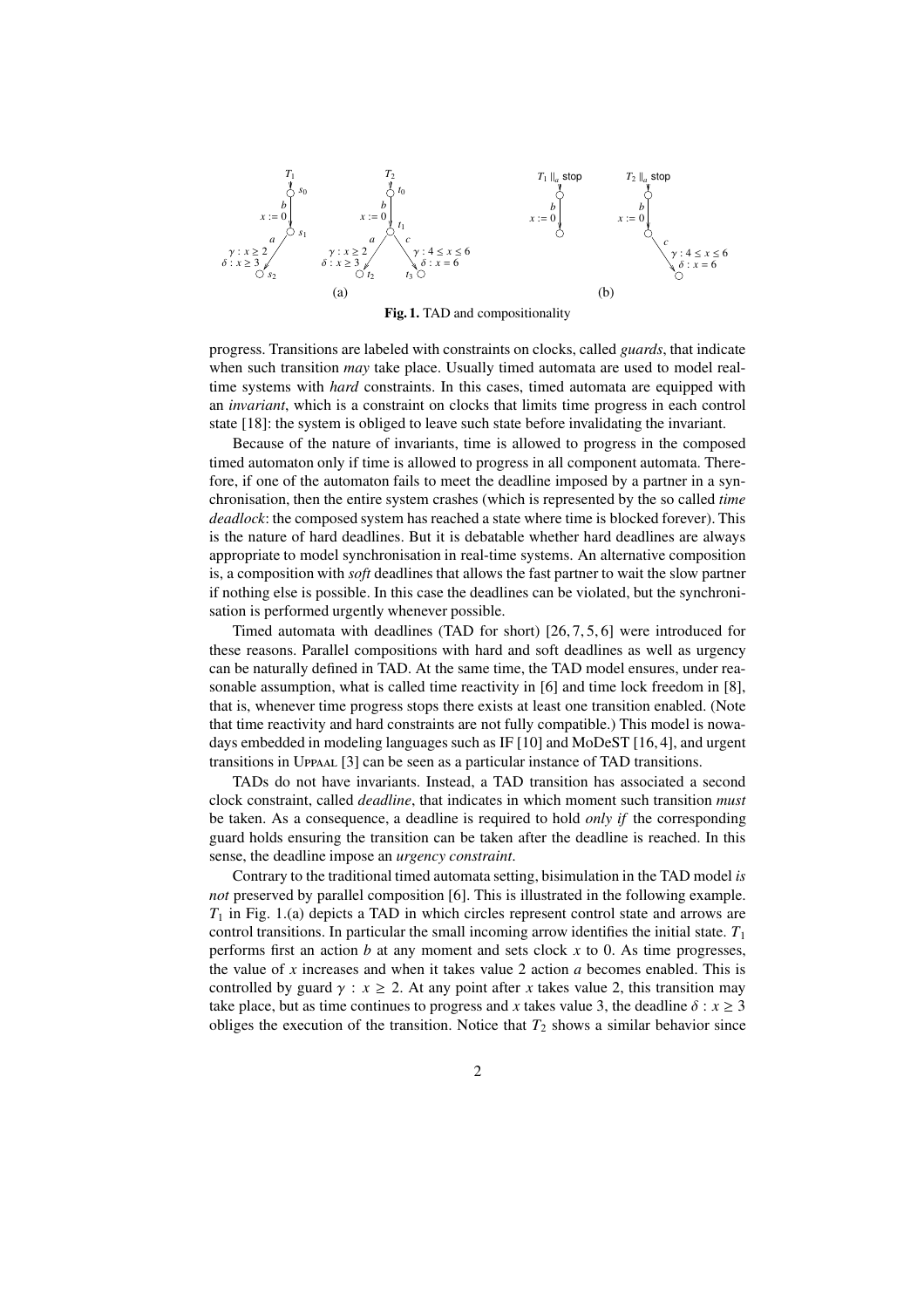$T_1$

$s_0$

$b$

$x := 0$

$s_1$

$a$

$\gamma : x \geq 2$

$\delta : x \geq 3$

$s_2$

$T_2$

$t_0$

$b$

$x := 0$

$t_1$

$a$

$c$

$\gamma : x \geq 2$

$\delta : x \geq 3$

$\gamma : 4 \leq x \leq 6$

$\delta : x = 6$

$t_2$

$t_3$

(a)

$T_1 \parallel_a$ stop

$b$

$x := 0$

$T_2 \parallel_a$ stop

$b$

$x := 0$

$c$

$\gamma : 4 \leq x \leq 6$

$\delta : x = 6$

(b)

**Fig. 1.** TAD and compositionality

progress. Transitions are labeled with constraints on clocks, called *guards*, that indicate when such transition *may* take place. Usually timed automata are used to model real-time systems with *hard* constraints. In this cases, timed automata are equipped with an *invariant*, which is a constraint on clocks that limits time progress in each control state [18]: the system is obliged to leave such state before invalidating the invariant.

Because of the nature of invariants, time is allowed to progress in the composed timed automaton only if time is allowed to progress in all component automata. Therefore, if one of the automaton fails to meet the deadline imposed by a partner in a synchronisation, then the entire system crashes (which is represented by the so called *time deadlock*: the composed system has reached a state where time is blocked forever). This is the nature of hard deadlines. But it is debatable whether hard deadlines are always appropriate to model synchronisation in real-time systems. An alternative composition is, a composition with *soft* deadlines that allows the fast partner to wait the slow partner if nothing else is possible. In this case the deadlines can be violated, but the synchronisation is performed urgently whenever possible.

Timed automata with deadlines (TAD for short) [26, 7, 5, 6] were introduced for these reasons. Parallel compositions with hard and soft deadlines as well as urgency can be naturally defined in TAD. At the same time, the TAD model ensures, under reasonable assumption, what is called time reactivity in [6] and time lock freedom in [8], that is, whenever time progress stops there exists at least one transition enabled. (Note that time reactivity and hard constraints are not fully compatible.) This model is nowadays embedded in modeling languages such as IF [10] and MoDeST [16, 4], and urgent transitions in Uppaal [3] can be seen as a particular instance of TAD transitions.

TADs do not have invariants. Instead, a TAD transition has associated a second clock constraint, called *deadline*, that indicates in which moment such transition *must* be taken. As a consequence, a deadline is required to hold *only if* the corresponding guard holds ensuring the transition can be taken after the deadline is reached. In this sense, the deadline impose an *urgency constraint*.

Contrary to the traditional timed automata setting, bisimulation in the TAD model *is not* preserved by parallel composition [6]. This is illustrated in the following example. $T_1$ in Fig. 1.(a) depicts a TAD in which circles represent control state and arrows are control transitions. In particular the small incoming arrow identifies the initial state. $T_1$ performs first an action $b$ at any moment and sets clock $x$ to 0. As time progresses, the value of $x$ increases and when it takes value 2 action $a$ becomes enabled. This is controlled by guard $\gamma : x \geq 2$. At any point after $x$ takes value 2, this transition may take place, but as time continues to progress and $x$ takes value 3, the deadline $\delta : x \geq 3$ obliges the execution of the transition. Notice that $T_2$ shows a similar behavior since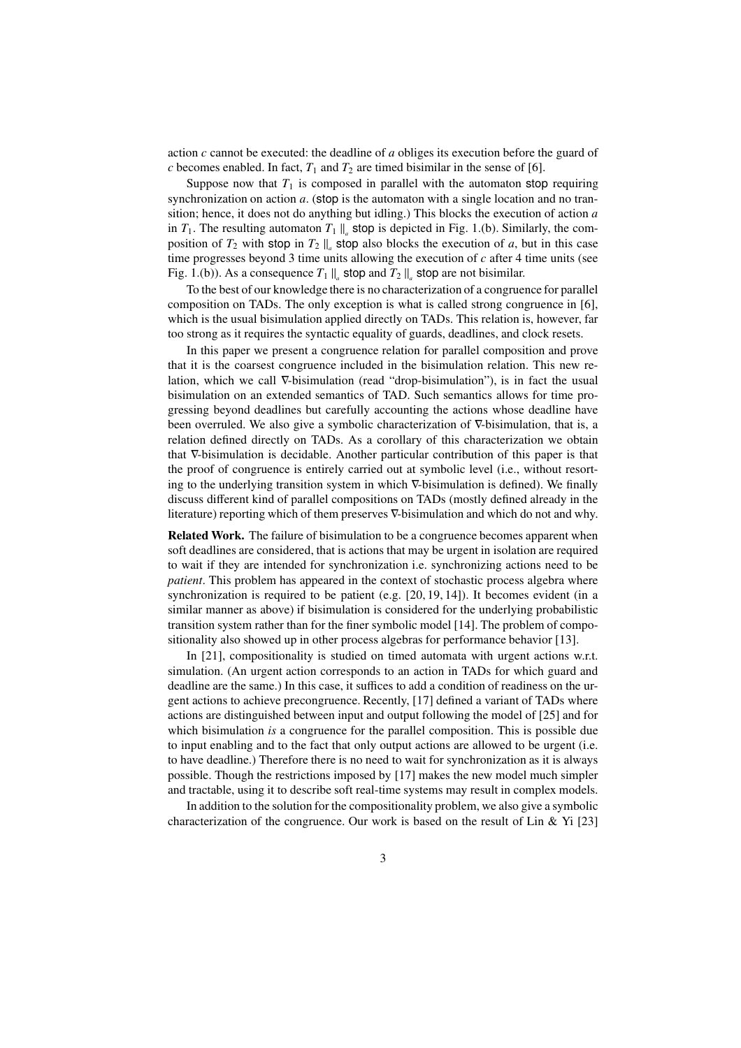action $c$ cannot be executed: the deadline of $a$ obliges its execution before the guard of $c$ becomes enabled. In fact, $T_1$ and $T_2$ are timed bisimilar in the sense of [6].

Suppose now that $T_1$ is composed in parallel with the automaton stop requiring synchronization on action $a$. (stop is the automaton with a single location and no transition; hence, it does not do anything but idling.) This blocks the execution of action $a$ in $T_1$. The resulting automaton $T_1 \parallel_a$ stop is depicted in Fig. 1.(b). Similarly, the composition of $T_2$ with stop in $T_2 \parallel_a$ stop also blocks the execution of $a$, but in this case time progresses beyond 3 time units allowing the execution of $c$ after 4 time units (see Fig. 1.(b)). As a consequence $T_1 \parallel_a$ stop and $T_2 \parallel_a$ stop are not bisimilar.

To the best of our knowledge there is no characterization of a congruence for parallel composition on TADs. The only exception is what is called strong congruence in [6], which is the usual bisimulation applied directly on TADs. This relation is, however, far too strong as it requires the syntactic equality of guards, deadlines, and clock resets.

In this paper we present a congruence relation for parallel composition and prove that it is the coarsest congruence included in the bisimulation relation. This new relation, which we call ∇-bisimulation (read "drop-bisimulation"), is in fact the usual bisimulation on an extended semantics of TAD. Such semantics allows for time progressing beyond deadlines but carefully accounting the actions whose deadline have been overruled. We also give a symbolic characterization of ∇-bisimulation, that is, a relation defined directly on TADs. As a corollary of this characterization we obtain that ∇-bisimulation is decidable. Another particular contribution of this paper is that the proof of congruence is entirely carried out at symbolic level (i.e., without resorting to the underlying transition system in which ∇-bisimulation is defined). We finally discuss different kind of parallel compositions on TADs (mostly defined already in the literature) reporting which of them preserves ∇-bisimulation and which do not and why.

**Related Work.** The failure of bisimulation to be a congruence becomes apparent when soft deadlines are considered, that is actions that may be urgent in isolation are required to wait if they are intended for synchronization i.e. synchronizing actions need to be *patient*. This problem has appeared in the context of stochastic process algebra where synchronization is required to be patient (e.g. [20, 19, 14]). It becomes evident (in a similar manner as above) if bisimulation is considered for the underlying probabilistic transition system rather than for the finer symbolic model [14]. The problem of compositionality also showed up in other process algebras for performance behavior [13].

In [21], compositionality is studied on timed automata with urgent actions w.r.t. simulation. (An urgent action corresponds to an action in TADs for which guard and deadline are the same.) In this case, it suffices to add a condition of readiness on the urgent actions to achieve precongruence. Recently, [17] defined a variant of TADs where actions are distinguished between input and output following the model of [25] and for which bisimulation *is* a congruence for the parallel composition. This is possible due to input enabling and to the fact that only output actions are allowed to be urgent (i.e. to have deadline.) Therefore there is no need to wait for synchronization as it is always possible. Though the restrictions imposed by [17] makes the new model much simpler and tractable, using it to describe soft real-time systems may result in complex models.

In addition to the solution for the compositionality problem, we also give a symbolic characterization of the congruence. Our work is based on the result of Lin & Yi [23]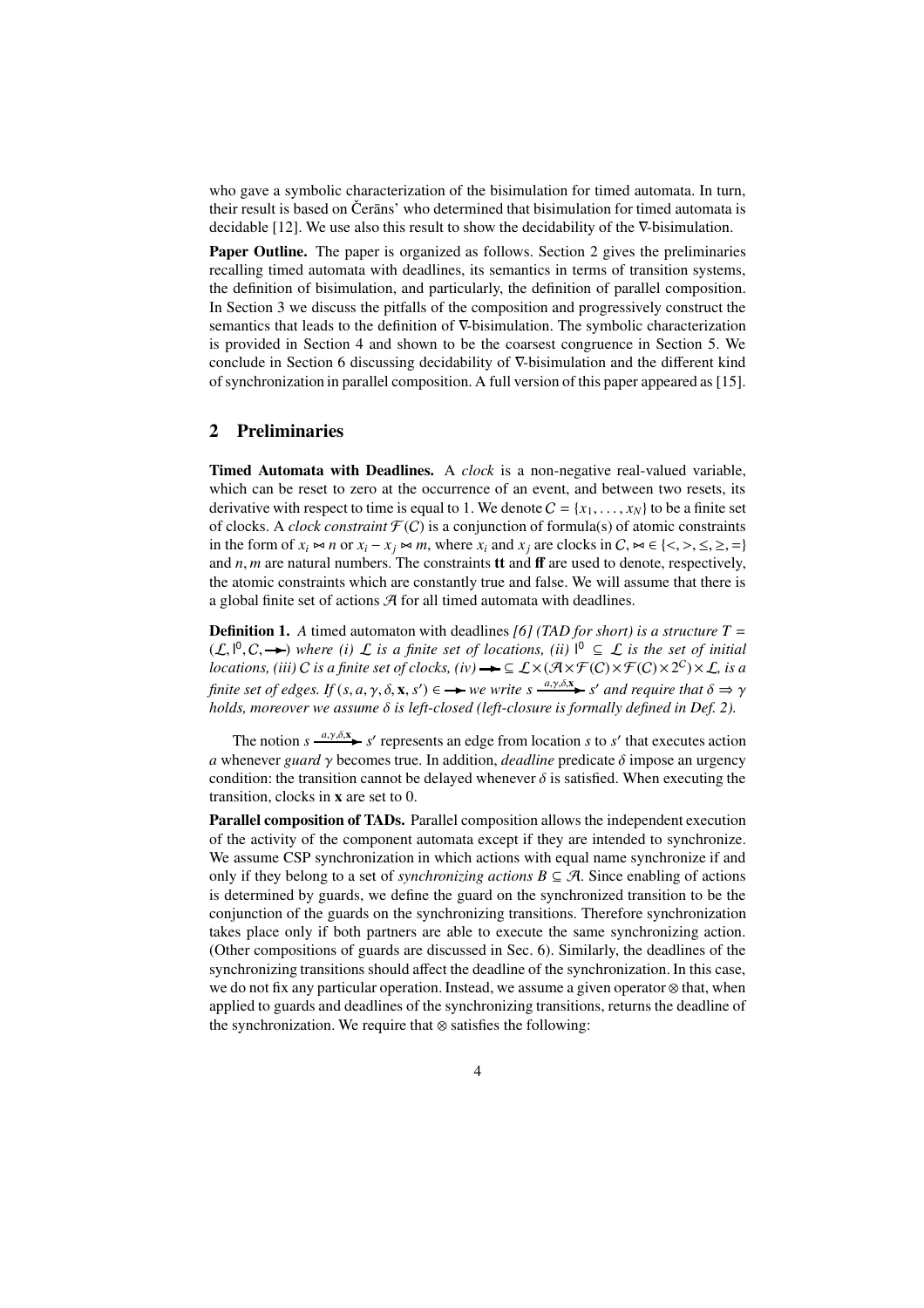who gave a symbolic characterization of the bisimulation for timed automata. In turn, their result is based on Čerāns' who determined that bisimulation for timed automata is decidable [12]. We use also this result to show the decidability of the $\nabla$-bisimulation.

**Paper Outline.** The paper is organized as follows. Section 2 gives the preliminaries recalling timed automata with deadlines, its semantics in terms of transition systems, the definition of bisimulation, and particularly, the definition of parallel composition. In Section 3 we discuss the pitfalls of the composition and progressively construct the semantics that leads to the definition of $\nabla$-bisimulation. The symbolic characterization is provided in Section 4 and shown to be the coarsest congruence in Section 5. We conclude in Section 6 discussing decidability of $\nabla$-bisimulation and the different kind of synchronization in parallel composition. A full version of this paper appeared as [15].

## 2 Preliminaries

**Timed Automata with Deadlines.** A *clock* is a non-negative real-valued variable, which can be reset to zero at the occurrence of an event, and between two resets, its derivative with respect to time is equal to 1. We denote $C = \{x_1, \ldots, x_N\}$ to be a finite set of clocks. A *clock constraint* $\mathcal{F}(C)$ is a conjunction of formula(s) of atomic constraints in the form of $x_i \bowtie n$ or $x_i - x_j \bowtie m$, where $x_i$ and $x_j$ are clocks in $C$, $\bowtie \in \{<, >, \leq, \geq, =\}$ and $n, m$ are natural numbers. The constraints **tt** and **ff** are used to denote, respectively, the atomic constraints which are constantly true and false. We will assume that there is a global finite set of actions $\mathcal{A}$ for all timed automata with deadlines.

**Definition 1.** *A* timed automaton with deadlines *[6] (TAD for short) is a structure $T = (\mathcal{L}, \mathsf{l}^0, C, \longrightarrow)$ where (i) $\mathcal{L}$ is a finite set of locations, (ii) $\mathsf{l}^0 \subseteq \mathcal{L}$ is the set of initial locations, (iii) $C$ is a finite set of clocks, (iv) $\longrightarrow \subseteq \mathcal{L} \times (\mathcal{A} \times \mathcal{F}(C) \times \mathcal{F}(C) \times 2^C) \times \mathcal{L}$, is a finite set of edges. If $(s, a, \gamma, \delta, \mathbf{x}, s') \in \longrightarrow$ we write $s \xrightarrow{a,\gamma,\delta,\mathbf{x}} s'$ and require that $\delta \Rightarrow \gamma$ holds, moreover we assume $\delta$ is left-closed (left-closure is formally defined in Def. 2).*

The notion $s \xrightarrow{a,\gamma,\delta,\mathbf{x}} s'$ represents an edge from location $s$ to $s'$ that executes action $a$ whenever *guard* $\gamma$ becomes true. In addition, *deadline* predicate $\delta$ impose an urgency condition: the transition cannot be delayed whenever $\delta$ is satisfied. When executing the transition, clocks in $\mathbf{x}$ are set to 0.

**Parallel composition of TADs.** Parallel composition allows the independent execution of the activity of the component automata except if they are intended to synchronize. We assume CSP synchronization in which actions with equal name synchronize if and only if they belong to a set of *synchronizing actions* $B \subseteq \mathcal{A}$. Since enabling of actions is determined by guards, we define the guard on the synchronized transition to be the conjunction of the guards on the synchronizing transitions. Therefore synchronization takes place only if both partners are able to execute the same synchronizing action. (Other compositions of guards are discussed in Sec. 6). Similarly, the deadlines of the synchronizing transitions should affect the deadline of the synchronization. In this case, we do not fix any particular operation. Instead, we assume a given operator $\otimes$ that, when applied to guards and deadlines of the synchronizing transitions, returns the deadline of the synchronization. We require that $\otimes$ satisfies the following: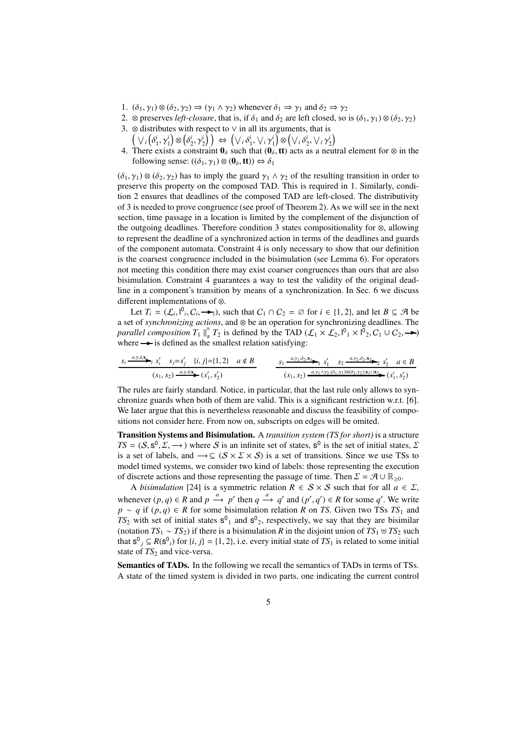1. $(\delta_1, \gamma_1) \otimes (\delta_2, \gamma_2) \Rightarrow (\gamma_1 \wedge \gamma_2)$ whenever $\delta_1 \Rightarrow \gamma_1$ and $\delta_2 \Rightarrow \gamma_2$
2. $\otimes$ preserves *left-closure*, that is, if $\delta_1$ and $\delta_2$ are left closed, so is $(\delta_1, \gamma_1) \otimes (\delta_2, \gamma_2)$
3. $\otimes$ distributes with respect to $\vee$ in all its arguments, that is $\left( \bigvee_i \left(\delta_1^i, \gamma_1^i\right) \otimes \left(\delta_2^i, \gamma_2^i\right) \right) \Leftrightarrow \left(\bigvee_i \delta_1^i, \bigvee_i \gamma_1^i\right) \otimes \left(\bigvee_i \delta_2^i, \bigvee_i \gamma_2^i\right)$
4. There exists a constraint $\mathbf{0}_\delta$ such that $(\mathbf{0}_\delta, \mathbf{tt})$ acts as a neutral element for $\otimes$ in the following sense: $((\delta_1, \gamma_1) \otimes (\mathbf{0}_\delta, \mathbf{tt})) \Leftrightarrow \delta_1$

$(\delta_1, \gamma_1) \otimes (\delta_2, \gamma_2)$ has to imply the guard $\gamma_1 \wedge \gamma_2$ of the resulting transition in order to preserve this property on the composed TAD. This is required in 1. Similarly, condition 2 ensures that deadlines of the composed TAD are left-closed. The distributivity of 3 is needed to prove congruence (see proof of Theorem 2). As we will see in the next section, time passage in a location is limited by the complement of the disjunction of the outgoing deadlines. Therefore condition 3 states compositionality for $\otimes$, allowing to represent the deadline of a synchronized action in terms of the deadlines and guards of the component automata. Constraint 4 is only necessary to show that our definition is the coarsest congruence included in the bisimulation (see Lemma 6). For operators not meeting this condition there may exist coarser congruences than ours that are also bisimulation. Constraint 4 guarantees a way to test the validity of the original deadline in a component's transition by means of a synchronization. In Sec. 6 we discuss different implementations of $\otimes$.

Let $T_i = (\mathcal{L}_i, \mathsf{l}^0{}_i, \mathcal{C}_i, \twoheadrightarrow_i)$, such that $\mathcal{C}_1 \cap \mathcal{C}_2 = \varnothing$ for $i \in \{1, 2\}$, and let $B \subseteq \mathcal{A}$ be a set of *synchronizing actions*, and $\otimes$ be an operation for synchronizing deadlines. The *parallel composition* $T_1 \parallel_B^{\otimes} T_2$ is defined by the TAD $(\mathcal{L}_1 \times \mathcal{L}_2, \mathsf{l}^0{}_1 \times \mathsf{l}^0{}_2, \mathcal{C}_1 \cup \mathcal{C}_2, \twoheadrightarrow)$ where $\twoheadrightarrow$ is defined as the smallest relation satisfying:

$$\frac{s_i \xrightarrow{a,\gamma,\delta,\mathbf{x}}_i s_i' \quad s_j = s_j' \quad \{i,j\}=\{1,2\} \quad a \notin B}{(s_1, s_2) \xrightarrow{a,\gamma,\delta,\mathbf{x}} (s_1', s_2')} \qquad \frac{s_1 \xrightarrow{a,\gamma_1,\delta_1,\mathbf{x}_1}_1 s_1' \quad s_2 \xrightarrow{a,\gamma_2,\delta_2,\mathbf{x}_2}_2 s_2' \quad a \in B}{(s_1, s_2) \xrightarrow{a,\gamma_1\wedge\gamma_2,(\delta_1,\gamma_1)\otimes(\delta_2,\gamma_2),\mathbf{x}_1\cup\mathbf{x}_2} (s_1', s_2')}$$

The rules are fairly standard. Notice, in particular, that the last rule only allows to synchronize guards when both of them are valid. This is a significant restriction w.r.t. [6]. We later argue that this is nevertheless reasonable and discuss the feasibility of compositions not consider here. From now on, subscripts on edges will be omited.

**Transition Systems and Bisimulation.** A *transition system (TS for short)* is a structure $TS = (\mathcal{S}, \mathsf{s}^0, \Sigma, \longrightarrow)$ where $\mathcal{S}$ is an infinite set of states, $\mathsf{s}^0$ is the set of initial states, $\Sigma$ is a set of labels, and $\longrightarrow \subseteq (\mathcal{S} \times \Sigma \times \mathcal{S})$ is a set of transitions. Since we use TSs to model timed systems, we consider two kind of labels: those representing the execution of discrete actions and those representing the passage of time. Then $\Sigma = \mathcal{A} \cup \mathbb{R}_{\geq 0}$.

A *bisimulation* [24] is a symmetric relation $R \in \mathcal{S} \times \mathcal{S}$ such that for all $a \in \Sigma$, whenever $(p, q) \in R$ and $p \xrightarrow{a} p'$ then $q \xrightarrow{a} q'$ and $(p', q') \in R$ for some $q'$. We write $p \sim q$ if $(p, q) \in R$ for some bisimulation relation $R$ on $TS$. Given two TSs $TS_1$ and $TS_2$ with set of initial states $\mathsf{s}^0{}_1$ and $\mathsf{s}^0{}_2$, respectively, we say that they are bisimilar (notation $TS_1 \sim TS_2$) if there is a bisimulation $R$ in the disjoint union of $TS_1 \uplus TS_2$ such that $\mathsf{s}^0{}_j \subseteq R(\mathsf{s}^0{}_i)$ for $\{i, j\} = \{1, 2\}$, i.e. every initial state of $TS_1$ is related to some initial state of $TS_2$ and vice-versa.

**Semantics of TADs.** In the following we recall the semantics of TADs in terms of TSs. A state of the timed system is divided in two parts, one indicating the current control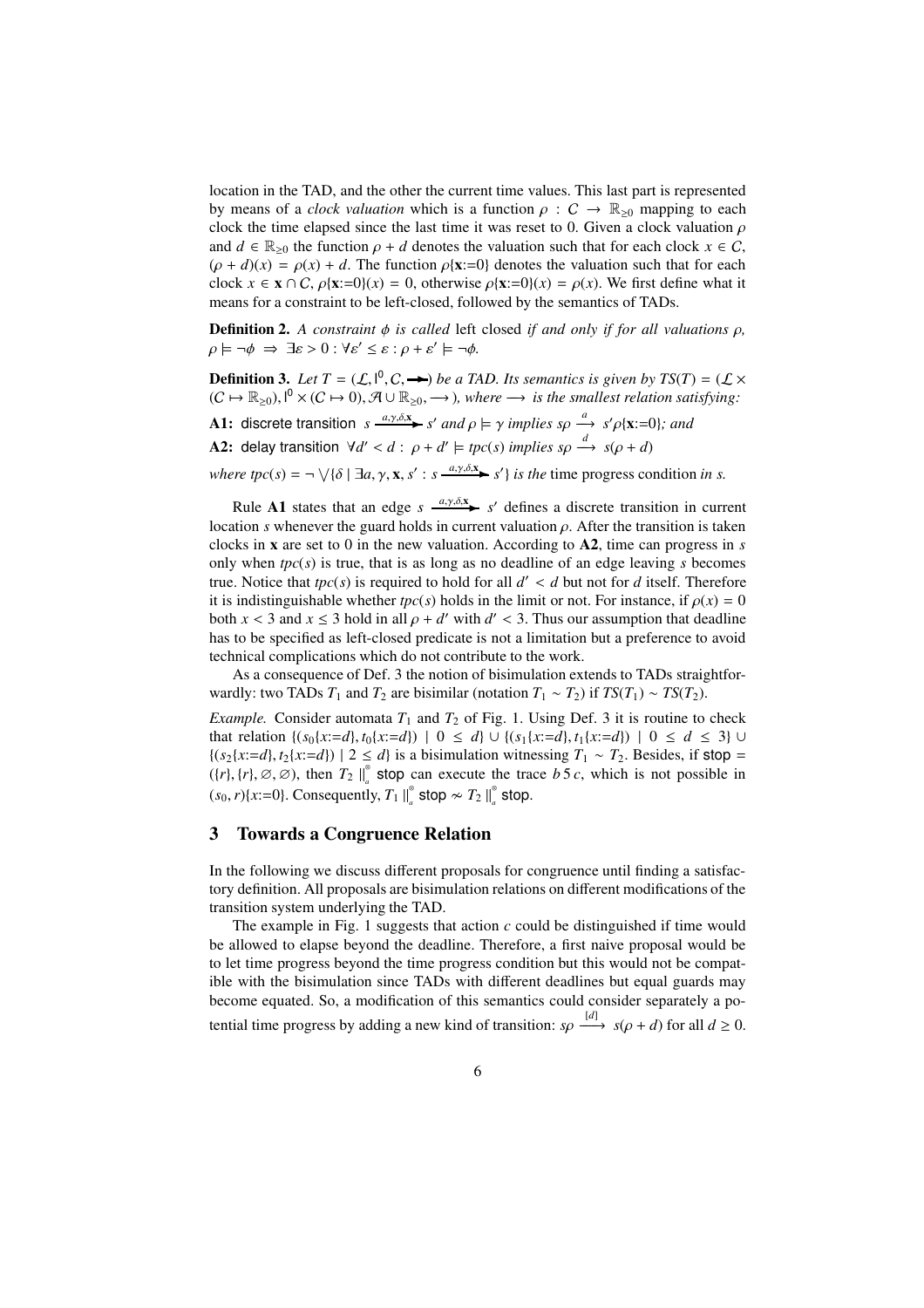location in the TAD, and the other the current time values. This last part is represented by means of a *clock valuation* which is a function $\rho : \mathcal{C} \rightarrow \mathbb{R}_{\geq 0}$ mapping to each clock the time elapsed since the last time it was reset to 0. Given a clock valuation $\rho$ and $d \in \mathbb{R}_{\geq 0}$ the function $\rho + d$ denotes the valuation such that for each clock $x \in \mathcal{C}$, $(\rho + d)(x) = \rho(x) + d$. The function $\rho\{\mathbf{x}{:=}0\}$ denotes the valuation such that for each clock $x \in \mathbf{x} \cap \mathcal{C}$, $\rho\{\mathbf{x}{:=}0\}(x) = 0$, otherwise $\rho\{\mathbf{x}{:=}0\}(x) = \rho(x)$. We first define what it means for a constraint to be left-closed, followed by the semantics of TADs.

**Definition 2.** *A constraint $\phi$ is called* left closed *if and only if for all valuations $\rho$, $\rho \models \neg\phi \;\Rightarrow\; \exists \varepsilon > 0 : \forall \varepsilon' \leq \varepsilon : \rho + \varepsilon' \models \neg\phi$.*

**Definition 3.** *Let $T = (\mathcal{L}, \mathsf{l}^0, \mathcal{C}, \twoheadrightarrow)$ be a TAD. Its semantics is given by $TS(T) = (\mathcal{L} \times (\mathcal{C} \mapsto \mathbb{R}_{\geq 0}), \mathsf{l}^0 \times (\mathcal{C} \mapsto 0), \mathcal{A} \cup \mathbb{R}_{\geq 0}, \longrightarrow)$, where $\longrightarrow$ is the smallest relation satisfying:*

**A1:** discrete transition $s \xrightarrow{a,\gamma,\delta,\mathbf{x}} s'$ *and $\rho \models \gamma$ implies $s\rho \xrightarrow{a} s'\rho\{\mathbf{x}{:=}0\}$; and*

**A2:** delay transition $\forall d' < d : \rho + d' \models tpc(s)$ *implies $s\rho \xrightarrow{d} s(\rho + d)$*

*where $tpc(s) = \neg \bigvee\{\delta \mid \exists a, \gamma, \mathbf{x}, s' : s \xrightarrow{a,\gamma,\delta,\mathbf{x}} s'\}$ is the* time progress condition *in $s$.*

Rule **A1** states that an edge $s \xrightarrow{a,\gamma,\delta,\mathbf{x}} s'$ defines a discrete transition in current location $s$ whenever the guard holds in current valuation $\rho$. After the transition is taken clocks in $\mathbf{x}$ are set to 0 in the new valuation. According to **A2**, time can progress in $s$ only when $tpc(s)$ is true, that is as long as no deadline of an edge leaving $s$ becomes true. Notice that $tpc(s)$ is required to hold for all $d' < d$ but not for $d$ itself. Therefore it is indistinguishable whether $tpc(s)$ holds in the limit or not. For instance, if $\rho(x) = 0$ both $x < 3$ and $x \leq 3$ hold in all $\rho + d'$ with $d' < 3$. Thus our assumption that deadline has to be specified as left-closed predicate is not a limitation but a preference to avoid technical complications which do not contribute to the work.

As a consequence of Def. 3 the notion of bisimulation extends to TADs straightforwardly: two TADs $T_1$ and $T_2$ are bisimilar (notation $T_1 \sim T_2$) if $TS(T_1) \sim TS(T_2)$.

*Example.* Consider automata $T_1$ and $T_2$ of Fig. 1. Using Def. 3 it is routine to check that relation $\{(s_0\{x{:=}d\}, t_0\{x{:=}d\}) \mid 0 \leq d\} \cup \{(s_1\{x{:=}d\}, t_1\{x{:=}d\}) \mid 0 \leq d \leq 3\} \cup \{(s_2\{x{:=}d\}, t_2\{x{:=}d\}) \mid 2 \leq d\}$ is a bisimulation witnessing $T_1 \sim T_2$. Besides, if $\mathsf{stop} = (\{r\}, \{r\}, \varnothing, \varnothing)$, then $T_2 \parallel^{\circledast}_{a} \mathsf{stop}$ can execute the trace $b\,5\,c$, which is not possible in $(s_0, r)\{x{:=}0\}$. Consequently, $T_1 \parallel^{\circledast}_{a} \mathsf{stop} \nsim T_2 \parallel^{\circledast}_{a} \mathsf{stop}$.

## 3 Towards a Congruence Relation

In the following we discuss different proposals for congruence until finding a satisfactory definition. All proposals are bisimulation relations on different modifications of the transition system underlying the TAD.

The example in Fig. 1 suggests that action $c$ could be distinguished if time would be allowed to elapse beyond the deadline. Therefore, a first naive proposal would be to let time progress beyond the time progress condition but this would not be compatible with the bisimulation since TADs with different deadlines but equal guards may become equated. So, a modification of this semantics could consider separately a potential time progress by adding a new kind of transition: $s\rho \xrightarrow{[d]} s(\rho + d)$ for all $d \geq 0$.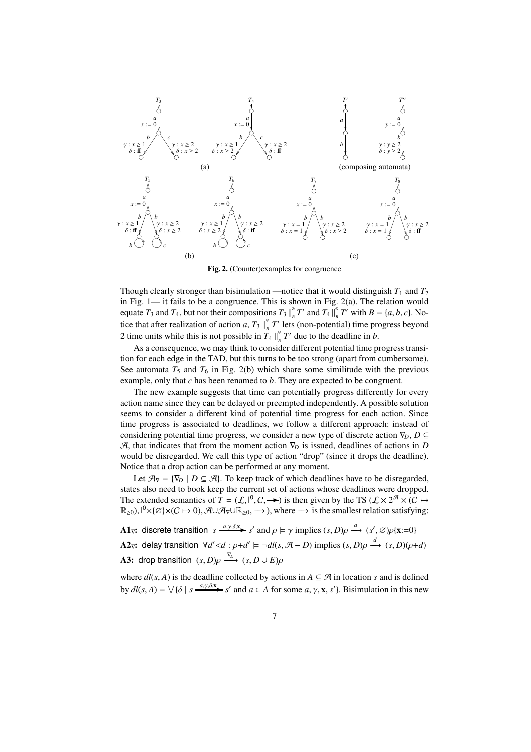**Fig. 2.** (Counter)examples for congruence

Though clearly stronger than bisimulation —notice that it would distinguish $T_1$ and $T_2$ in Fig. 1— it fails to be a congruence. This is shown in Fig. 2(a). The relation would equate $T_3$ and $T_4$, but not their compositions $T_3 \parallel^{\circledast}_B T'$ and $T_4 \parallel^{\circledast}_B T'$ with $B = \{a, b, c\}$. Notice that after realization of action $a$, $T_3 \parallel^{\circledast}_B T'$ lets (non-potential) time progress beyond 2 time units while this is not possible in $T_4 \parallel^{\circledast}_B T'$ due to the deadline in $b$.

As a consequence, we may think to consider different potential time progress transition for each edge in the TAD, but this turns to be too strong (apart from cumbersome). See automata $T_5$ and $T_6$ in Fig. 2(b) which share some similitude with the previous example, only that $c$ has been renamed to $b$. They are expected to be congruent.

The new example suggests that time can potentially progress differently for every action name since they can be delayed or preempted independently. A possible solution seems to consider a different kind of potential time progress for each action. Since time progress is associated to deadlines, we follow a different approach: instead of considering potential time progress, we consider a new type of discrete action $\nabla_D$, $D \subseteq \mathcal{A}$, that indicates that from the moment action $\nabla_D$ is issued, deadlines of actions in $D$ would be disregarded. We call this type of action "drop" (since it drops the deadline). Notice that a drop action can be performed at any moment.

Let $\mathcal{A}_\nabla = \{\nabla_D \mid D \subseteq \mathcal{A}\}$. To keep track of which deadlines have to be disregarded, states also need to book keep the current set of actions whose deadlines were dropped. The extended semantics of $T = (\mathcal{L}, \mathsf{l}^0, \mathcal{C}, \longrightarrow)$ is then given by the TS $(\mathcal{L} \times 2^{\mathcal{A}} \times (\mathcal{C} \mapsto \mathbb{R}_{\geq 0}), \mathsf{l}^0 \times \{\varnothing\} \times (\mathcal{C} \mapsto 0), \mathcal{A} \cup \mathcal{A}_\nabla \cup \mathbb{R}_{\geq 0}, \longrightarrow)$, where $\longrightarrow$ is the smallest relation satisfying:

**A1$_\nabla$:** discrete transition $s \xrightarrow{a,\gamma,\delta,\mathbf{x}} s'$ and $\rho \models \gamma$ implies $(s, D)\rho \xrightarrow{a} (s', \varnothing)\rho\{\mathbf{x}{:=}0\}$

**A2$_\nabla$:** delay transition $\forall d' {<} d : \rho{+}d' \models \neg dl(s, \mathcal{A} - D)$ implies $(s, D)\rho \xrightarrow{d} (s, D)(\rho{+}d)$

**A3:** drop transition $(s, D)\rho \xrightarrow{\nabla_E} (s, D \cup E)\rho$

where $dl(s, A)$ is the deadline collected by actions in $A \subseteq \mathcal{A}$ in location $s$ and is defined by $dl(s, A) = \bigvee\{\delta \mid s \xrightarrow{a,\gamma,\delta,\mathbf{x}} s'$ and $a \in A$ for some $a, \gamma, \mathbf{x}, s'\}$. Bisimulation in this new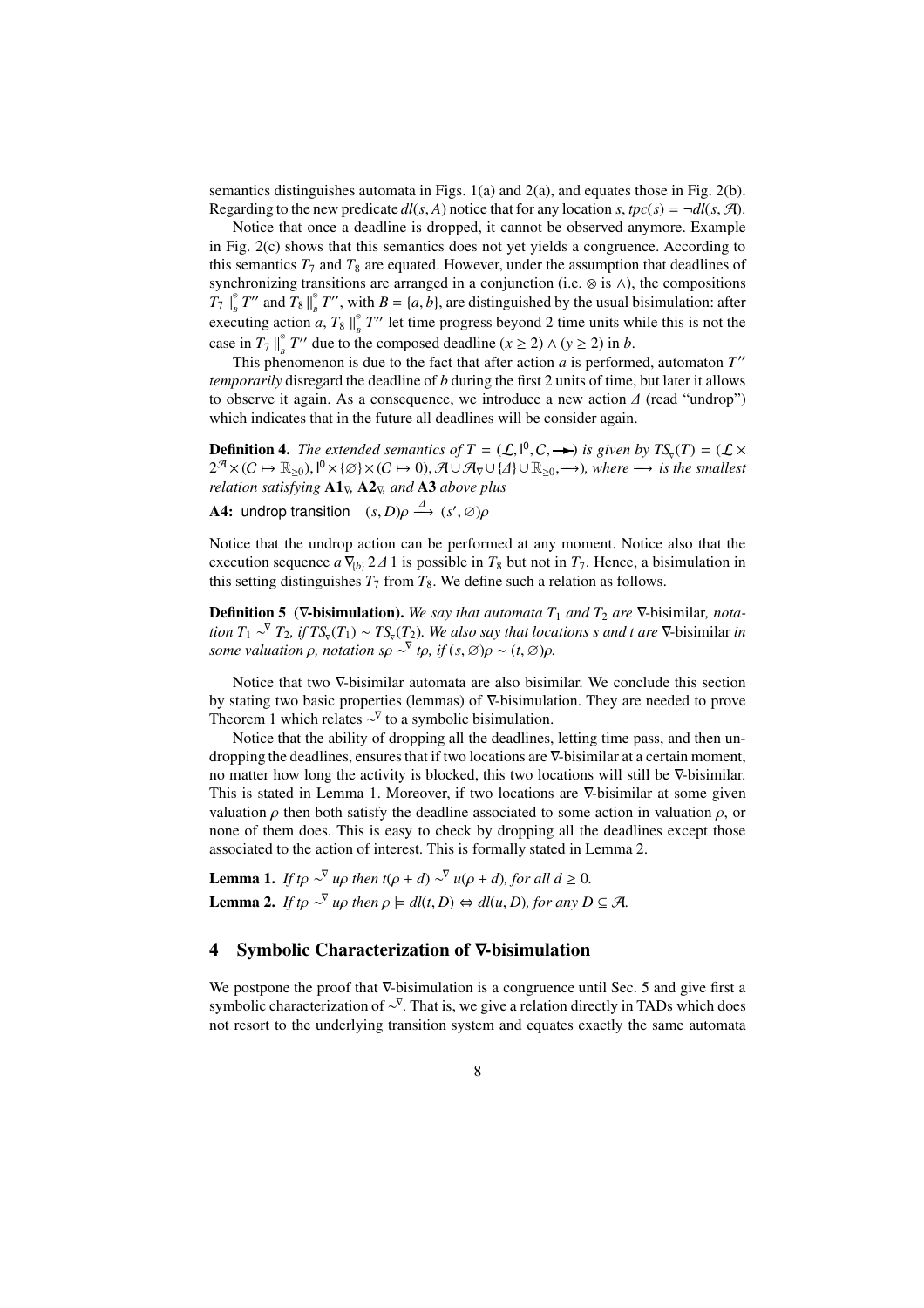semantics distinguishes automata in Figs. 1(a) and 2(a), and equates those in Fig. 2(b). Regarding to the new predicate $dl(s, A)$ notice that for any location $s$, $tpc(s) = \neg dl(s, \mathcal{A})$.

Notice that once a deadline is dropped, it cannot be observed anymore. Example in Fig. 2(c) shows that this semantics does not yet yield a congruence. According to this semantics $T_7$ and $T_8$ are equated. However, under the assumption that deadlines of synchronizing transitions are arranged in a conjunction (i.e. $\otimes$ is $\wedge$), the compositions $T_7 \parallel^{\otimes}_{B} T''$ and $T_8 \parallel^{\otimes}_{B} T''$, with $B = \{a, b\}$, are distinguished by the usual bisimulation: after executing action $a$, $T_8 \parallel^{\otimes}_{B} T''$ let time progress beyond 2 time units while this is not the case in $T_7 \parallel^{\otimes}_{B} T''$ due to the composed deadline $(x \geq 2) \wedge (y \geq 2)$ in $b$.

This phenomenon is due to the fact that after action $a$ is performed, automaton $T''$ *temporarily* disregard the deadline of $b$ during the first 2 units of time, but later it allows to observe it again. As a consequence, we introduce a new action $\Delta$ (read "undrop") which indicates that in the future all deadlines will be consider again.

**Definition 4.** *The extended semantics of $T = (\mathcal{L}, \mathsf{l}^0, C, \twoheadrightarrow)$ is given by $TS_{\nabla}(T) = (\mathcal{L} \times 2^{\mathcal{A}} \times (C \mapsto \mathbb{R}_{\geq 0}), \mathsf{l}^0 \times \{\varnothing\} \times (C \mapsto 0), \mathcal{A} \cup \mathcal{A}_{\nabla} \cup \{\Delta\} \cup \mathbb{R}_{\geq 0}, \longrightarrow)$, where $\longrightarrow$ is the smallest relation satisfying* **A1**$_\nabla$*,* **A2**$_\nabla$*, and* **A3** *above plus*

**A4:** undrop transition $\quad (s, D)\rho \xrightarrow{\Delta} (s', \varnothing)\rho$

Notice that the undrop action can be performed at any moment. Notice also that the execution sequence $a\, \nabla_{\{b\}}\, 2\, \Delta\, 1$ is possible in $T_8$ but not in $T_7$. Hence, a bisimulation in this setting distinguishes $T_7$ from $T_8$. We define such a relation as follows.

**Definition 5 ($\nabla$-bisimulation).** *We say that automata $T_1$ and $T_2$ are* $\nabla$-bisimilar*, notation $T_1 \sim^{\nabla} T_2$, if $TS_{\nabla}(T_1) \sim TS_{\nabla}(T_2)$. We also say that locations $s$ and $t$ are* $\nabla$-bisimilar *in some valuation $\rho$, notation $s\rho \sim^{\nabla} t\rho$, if $(s, \varnothing)\rho \sim (t, \varnothing)\rho$.*

Notice that two $\nabla$-bisimilar automata are also bisimilar. We conclude this section by stating two basic properties (lemmas) of $\nabla$-bisimulation. They are needed to prove Theorem 1 which relates $\sim^{\nabla}$ to a symbolic bisimulation.

Notice that the ability of dropping all the deadlines, letting time pass, and then undropping the deadlines, ensures that if two locations are $\nabla$-bisimilar at a certain moment, no matter how long the activity is blocked, this two locations will still be $\nabla$-bisimilar. This is stated in Lemma 1. Moreover, if two locations are $\nabla$-bisimilar at some given valuation $\rho$ then both satisfy the deadline associated to some action in valuation $\rho$, or none of them does. This is easy to check by dropping all the deadlines except those associated to the action of interest. This is formally stated in Lemma 2.

**Lemma 1.** *If $t\rho \sim^{\nabla} u\rho$ then $t(\rho + d) \sim^{\nabla} u(\rho + d)$, for all $d \geq 0$.*

**Lemma 2.** *If $t\rho \sim^{\nabla} u\rho$ then $\rho \models dl(t, D) \Leftrightarrow dl(u, D)$, for any $D \subseteq \mathcal{A}$.*

## 4 Symbolic Characterization of $\nabla$-bisimulation

We postpone the proof that $\nabla$-bisimulation is a congruence until Sec. 5 and give first a symbolic characterization of $\sim^{\nabla}$. That is, we give a relation directly in TADs which does not resort to the underlying transition system and equates exactly the same automata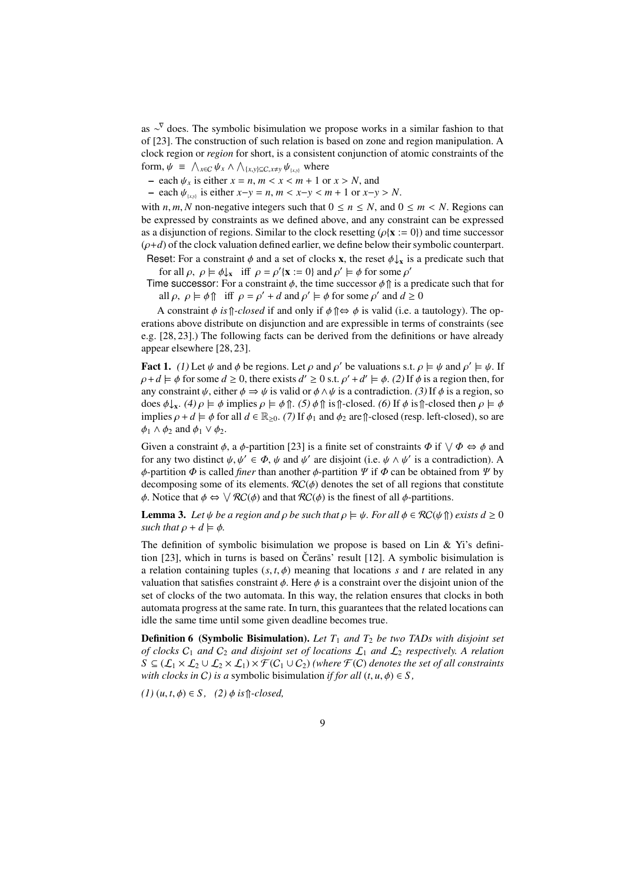as $\sim^{\nabla}$ does. The symbolic bisimulation we propose works in a similar fashion to that of [23]. The construction of such relation is based on zone and region manipulation. A clock region or *region* for short, is a consistent conjunction of atomic constraints of the form, $\psi \equiv \bigwedge_{x \in C} \psi_x \wedge \bigwedge_{\{x,y\} \subseteq C, x \neq y} \psi_{\{x,y\}}$ where

- each $\psi_x$ is either $x = n$, $m < x < m+1$ or $x > N$, and
- each $\psi_{\{x,y\}}$ is either $x - y = n$, $m < x - y < m+1$ or $x - y > N$.

with $n, m, N$ non-negative integers such that $0 \leq n \leq N$, and $0 \leq m < N$. Regions can be expressed by constraints as we defined above, and any constraint can be expressed as a disjunction of regions. Similar to the clock resetting ($\rho\{\mathbf{x} := 0\}$) and time successor ($\rho + d$) of the clock valuation defined earlier, we define below their symbolic counterpart.

Reset: For a constraint $\phi$ and a set of clocks $\mathbf{x}$, the reset $\phi{\downarrow_{\mathbf{x}}}$ is a predicate such that for all $\rho$, $\rho \models \phi{\downarrow_{\mathbf{x}}}$ iff $\rho = \rho'\{\mathbf{x} := 0\}$ and $\rho' \models \phi$ for some $\rho'$

Time successor: For a constraint $\phi$, the time successor $\phi{\Uparrow}$ is a predicate such that for all $\rho$, $\rho \models \phi{\Uparrow}$ iff $\rho = \rho' + d$ and $\rho' \models \phi$ for some $\rho'$ and $d \geq 0$

A constraint $\phi$ *is* $\Uparrow$*-closed* if and only if $\phi{\Uparrow} \Leftrightarrow \phi$ is valid (i.e. a tautology). The operations above distribute on disjunction and are expressible in terms of constraints (see e.g. [28, 23].) The following facts can be derived from the definitions or have already appear elsewhere [28, 23].

**Fact 1.** *(1)* Let $\psi$ and $\phi$ be regions. Let $\rho$ and $\rho'$ be valuations s.t. $\rho \models \psi$ and $\rho' \models \psi$. If $\rho + d \models \phi$ for some $d \geq 0$, there exists $d' \geq 0$ s.t. $\rho' + d' \models \phi$. *(2)* If $\phi$ is a region then, for any constraint $\psi$, either $\phi \Rightarrow \psi$ is valid or $\phi \wedge \psi$ is a contradiction. *(3)* If $\phi$ is a region, so does $\phi{\downarrow_{\mathbf{x}}}$. *(4)* $\rho \models \phi$ implies $\rho \models \phi{\Uparrow}$. *(5)* $\phi{\Uparrow}$ is $\Uparrow$-closed. *(6)* If $\phi$ is $\Uparrow$-closed then $\rho \models \phi$ implies $\rho + d \models \phi$ for all $d \in \mathbb{R}_{\geq 0}$. *(7)* If $\phi_1$ and $\phi_2$ are $\Uparrow$-closed (resp. left-closed), so are $\phi_1 \wedge \phi_2$ and $\phi_1 \vee \phi_2$.

Given a constraint $\phi$, a $\phi$-partition [23] is a finite set of constraints $\Phi$ if $\bigvee \Phi \Leftrightarrow \phi$ and for any two distinct $\psi, \psi' \in \Phi$, $\psi$ and $\psi'$ are disjoint (i.e. $\psi \wedge \psi'$ is a contradiction). A $\phi$-partition $\Phi$ is called *finer* than another $\phi$-partition $\Psi$ if $\Phi$ can be obtained from $\Psi$ by decomposing some of its elements. $\mathcal{RC}(\phi)$ denotes the set of all regions that constitute $\phi$. Notice that $\phi \Leftrightarrow \bigvee \mathcal{RC}(\phi)$ and that $\mathcal{RC}(\phi)$ is the finest of all $\phi$-partitions.

**Lemma 3.** *Let $\psi$ be a region and $\rho$ be such that $\rho \models \psi$. For all $\phi \in \mathcal{RC}(\psi{\Uparrow})$ exists $d \geq 0$ such that $\rho + d \models \phi$.*

The definition of symbolic bisimulation we propose is based on Lin & Yi's definition [23], which in turns is based on Čerāns' result [12]. A symbolic bisimulation is a relation containing tuples $(s, t, \phi)$ meaning that locations $s$ and $t$ are related in any valuation that satisfies constraint $\phi$. Here $\phi$ is a constraint over the disjoint union of the set of clocks of the two automata. In this way, the relation ensures that clocks in both automata progress at the same rate. In turn, this guarantees that the related locations can idle the same time until some given deadline becomes true.

**Definition 6 (Symbolic Bisimulation).** *Let $T_1$ and $T_2$ be two TADs with disjoint set of clocks $C_1$ and $C_2$ and disjoint set of locations $\mathcal{L}_1$ and $\mathcal{L}_2$ respectively. A relation $S \subseteq (\mathcal{L}_1 \times \mathcal{L}_2 \cup \mathcal{L}_2 \times \mathcal{L}_1) \times \mathcal{F}(C_1 \cup C_2)$ (where $\mathcal{F}(C)$ denotes the set of all constraints with clocks in $C$) is a* symbolic bisimulation *if for all $(t, u, \phi) \in S$,*

*(1)* $(u, t, \phi) \in S$, *(2)* $\phi$ *is* $\Uparrow$*-closed,*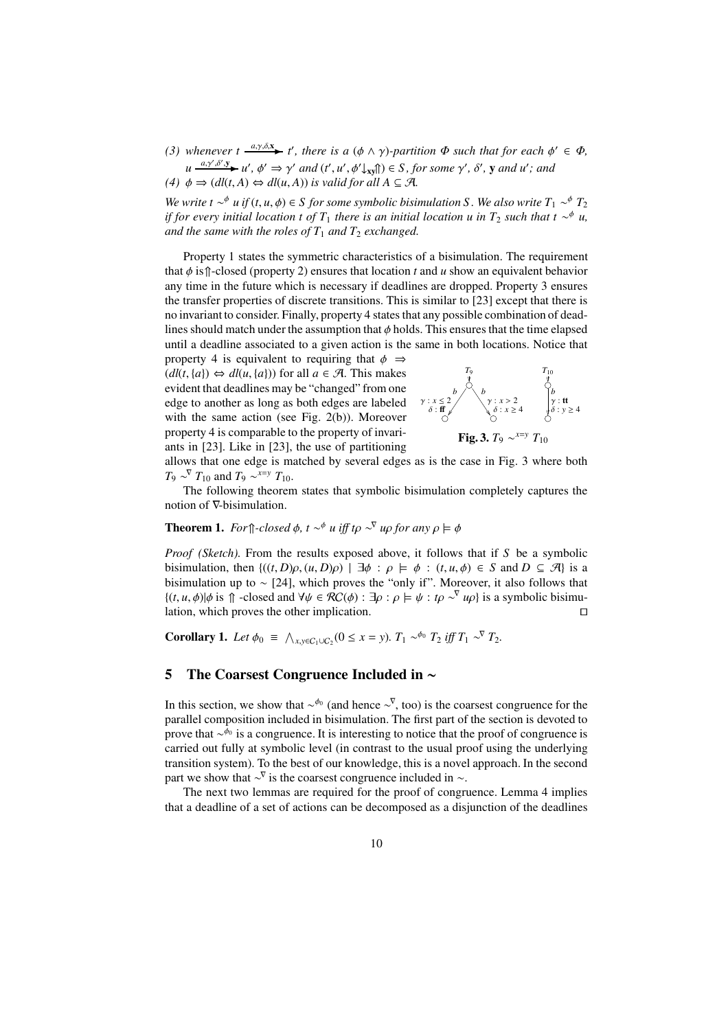(3) *whenever* $t \xrightarrow{a,\gamma,\delta,\mathbf{x}} t'$*, there is a* $(\phi \wedge \gamma)$*-partition* $\Phi$ *such that for each* $\phi' \in \Phi$*,* $u \xrightarrow{a,\gamma',\delta',\mathbf{y}} u'$*,* $\phi' \Rightarrow \gamma'$ *and* $(t', u', \phi'{\downarrow_{\mathbf{xy}}}\Uparrow) \in S$*, for some* $\gamma'$*,* $\delta'$*,* $\mathbf{y}$ *and* $u'$*; and*

(4) $\phi \Rightarrow (dl(t, A) \Leftrightarrow dl(u, A))$ *is valid for all* $A \subseteq \mathcal{A}$*.*

*We write* $t \sim^{\phi} u$ *if* $(t, u, \phi) \in S$ *for some symbolic bisimulation* $S$*. We also write* $T_1 \sim^{\phi} T_2$ *if for every initial location* $t$ *of* $T_1$ *there is an initial location* $u$ *in* $T_2$ *such that* $t \sim^{\phi} u$*, and the same with the roles of* $T_1$ *and* $T_2$ *exchanged.*

Property 1 states the symmetric characteristics of a bisimulation. The requirement that $\phi$ is $\Uparrow$-closed (property 2) ensures that location $t$ and $u$ show an equivalent behavior any time in the future which is necessary if deadlines are dropped. Property 3 ensures the transfer properties of discrete transitions. This is similar to [23] except that there is no invariant to consider. Finally, property 4 states that any possible combination of deadlines should match under the assumption that $\phi$ holds. This ensures that the time elapsed until a deadline associated to a given action is the same in both locations. Notice that property 4 is equivalent to requiring that $\phi \Rightarrow (dl(t, \{a\}) \Leftrightarrow dl(u, \{a\}))$ for all $a \in \mathcal{A}$. This makes evident that deadlines may be "changed" from one edge to another as long as both edges are labeled with the same action (see Fig. 2(b)). Moreover property 4 is comparable to the property of invariants in [23]. Like in [23], the use of partitioning allows that one edge is matched by several edges as is the case in Fig. 3 where both $T_9 \sim^{\nabla} T_{10}$ and $T_9 \sim^{x=y} T_{10}$.

**Fig. 3.** $T_9 \sim^{x=y} T_{10}$

The following theorem states that symbolic bisimulation completely captures the notion of $\nabla$-bisimulation.

**Theorem 1.** *For* $\Uparrow$*-closed* $\phi$*,* $t \sim^{\phi} u$ *iff* $t\rho \sim^{\nabla} u\rho$ *for any* $\rho \models \phi$

*Proof (Sketch).* From the results exposed above, it follows that if $S$ be a symbolic bisimulation, then $\{((t, D)\rho, (u, D)\rho) \mid \exists\phi : \rho \models \phi : (t, u, \phi) \in S \text{ and } D \subseteq \mathcal{A}\}$ is a bisimulation up to $\sim$ [24], which proves the "only if". Moreover, it also follows that $\{(t, u, \phi) | \phi \text{ is } \Uparrow\text{-closed and } \forall\psi \in \mathcal{RC}(\phi) : \exists\rho : \rho \models \psi : t\rho \sim^{\nabla} u\rho\}$ is a symbolic bisimulation, which proves the other implication. □

**Corollary 1.** *Let* $\phi_0 \equiv \bigwedge_{x,y \in C_1 \cup C_2} (0 \leq x = y)$*.* $T_1 \sim^{\phi_0} T_2$ *iff* $T_1 \sim^{\nabla} T_2$*.*

## 5 The Coarsest Congruence Included in ∼

In this section, we show that $\sim^{\phi_0}$ (and hence $\sim^{\nabla}$, too) is the coarsest congruence for the parallel composition included in bisimulation. The first part of the section is devoted to prove that $\sim^{\phi_0}$ is a congruence. It is interesting to notice that the proof of congruence is carried out fully at symbolic level (in contrast to the usual proof using the underlying transition system). To the best of our knowledge, this is a novel approach. In the second part we show that $\sim^{\nabla}$ is the coarsest congruence included in $\sim$.

The next two lemmas are required for the proof of congruence. Lemma 4 implies that a deadline of a set of actions can be decomposed as a disjunction of the deadlines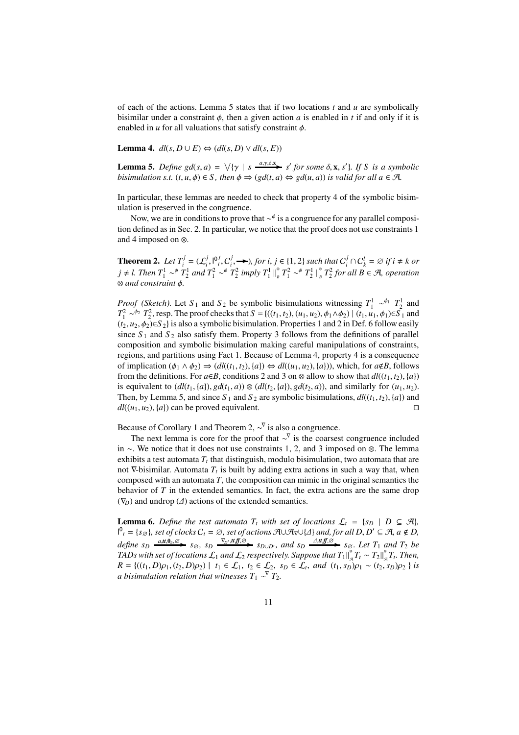of each of the actions. Lemma 5 states that if two locations $t$ and $u$ are symbolically bisimilar under a constraint $\phi$, then a given action $a$ is enabled in $t$ if and only if it is enabled in $u$ for all valuations that satisfy constraint $\phi$.

**Lemma 4.** *$dl(s, D \cup E) \Leftrightarrow (dl(s, D) \vee dl(s, E))$*

**Lemma 5.** *Define $gd(s, a) = \bigvee\{\gamma \mid s \xrightarrow{a,\gamma,\delta,\mathbf{x}} s' \text{ for some } \delta, \mathbf{x}, s'\}$. If $S$ is a symbolic bisimulation s.t. $(t, u, \phi) \in S$, then $\phi \Rightarrow (gd(t, a) \Leftrightarrow gd(u, a))$ is valid for all $a \in \mathcal{A}$.*

In particular, these lemmas are needed to check that property 4 of the symbolic bisimulation is preserved in the congruence.

Now, we are in conditions to prove that $\sim^{\phi}$ is a congruence for any parallel composition defined as in Sec. 2. In particular, we notice that the proof does not use constraints 1 and 4 imposed on $\otimes$.

**Theorem 2.** *Let $T_i^j = (\mathcal{L}_i^j, \mathsf{l0}_i^j, C_i^j, \longrightarrow)$, for $i, j \in \{1, 2\}$ such that $C_i^j \cap C_k^l = \varnothing$ if $i \neq k$ or $j \neq l$. Then $T_1^1 \sim^{\phi} T_2^1$ and $T_1^2 \sim^{\phi} T_2^2$ imply $T_1^1 \|_B^{\otimes} T_1^2 \sim^{\phi} T_2^1 \|_B^{\otimes} T_2^2$ for all $B \in \mathcal{A}$, operation $\otimes$ and constraint $\phi$.*

*Proof (Sketch).* Let $S_1$ and $S_2$ be symbolic bisimulations witnessing $T_1^1 \sim^{\phi_1} T_2^1$ and $T_1^2 \sim^{\phi_2} T_2^2$, resp. The proof checks that $S = \{((t_1, t_2), (u_1, u_2), \phi_1 \wedge \phi_2) \mid (t_1, u_1, \phi_1) \in S_1$ and $(t_2, u_2, \phi_2) \in S_2\}$ is also a symbolic bisimulation. Properties 1 and 2 in Def. 6 follow easily since $S_1$ and $S_2$ also satisfy them. Property 3 follows from the definitions of parallel composition and symbolic bisimulation making careful manipulations of constraints, regions, and partitions using Fact 1. Because of Lemma 4, property 4 is a consequence of implication $(\phi_1 \wedge \phi_2) \Rightarrow (dl((t_1, t_2), \{a\}) \Leftrightarrow dl((u_1, u_2), \{a\}))$, which, for $a \notin B$, follows from the definitions. For $a \in B$, conditions 2 and 3 on $\otimes$ allow to show that $dl((t_1, t_2), \{a\})$ is equivalent to $(dl(t_1, \{a\}), gd(t_1, a)) \otimes (dl(t_2, \{a\}), gd(t_2, a))$, and similarly for $(u_1, u_2)$. Then, by Lemma 5, and since $S_1$ and $S_2$ are symbolic bisimulations, $dl((t_1, t_2), \{a\})$ and $dl((u_1, u_2), \{a\})$ can be proved equivalent. $\square$

Because of Corollary 1 and Theorem 2, $\sim^{\nabla}$ is also a congruence.

The next lemma is core for the proof that $\sim^{\nabla}$ is the coarsest congruence included in $\sim$. We notice that it does not use constraints 1, 2, and 3 imposed on $\otimes$. The lemma exhibits a test automata $T_t$ that distinguish, modulo bisimulation, two automata that are not $\nabla$-bisimilar. Automata $T_t$ is built by adding extra actions in such a way that, when composed with an automata $T$, the composition can mimic in the original semantics the behavior of $T$ in the extended semantics. In fact, the extra actions are the same drop ($\nabla_D$) and undrop ($\Delta$) actions of the extended semantics.

**Lemma 6.** *Define the test automata $T_t$ with set of locations $\mathcal{L}_t = \{s_D \mid D \subseteq \mathcal{A}\}$, $\mathsf{l0}_t = \{s_\varnothing\}$, set of clocks $C_t = \varnothing$, set of actions $\mathcal{A} \cup \mathcal{A}_\nabla \cup \{\Delta\}$ and, for all $D, D' \subseteq \mathcal{A}$, $a \notin D$, define $s_D \xrightarrow{a,\mathit{tt},\mathbf{0}_\delta,\varnothing} s_\varnothing$, $s_D \xrightarrow{\nabla_{D'},\mathit{tt},\mathit{ff},\varnothing} s_{D \cup D'}$, and $s_D \xrightarrow{\Delta,\mathit{tt},\mathit{ff},\varnothing} s_\varnothing$. Let $T_1$ and $T_2$ be TADs with set of locations $\mathcal{L}_1$ and $\mathcal{L}_2$ respectively. Suppose that $T_1 \|_{\mathcal{A}}^{\otimes} T_t \sim T_2 \|_{\mathcal{A}}^{\otimes} T_t$. Then, $R = \{((t_1, D)\rho_1, (t_2, D)\rho_2) \mid t_1 \in \mathcal{L}_1,\ t_2 \in \mathcal{L}_2,\ s_D \in \mathcal{L}_t, \text{ and } (t_1, s_D)\rho_1 \sim (t_2, s_D)\rho_2\}$ is a bisimulation relation that witnesses $T_1 \sim^{\nabla} T_2$.*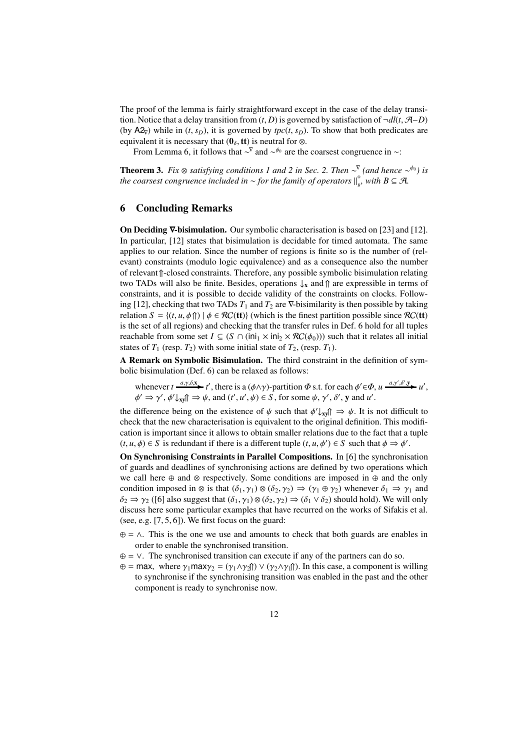The proof of the lemma is fairly straightforward except in the case of the delay transition. Notice that a delay transition from $(t, D)$ is governed by satisfaction of $\neg dl(t, \mathcal{A}{-}D)$ (by $\mathsf{A2}_\nabla$) while in $(t, s_D)$, it is governed by $tpc(t, s_D)$. To show that both predicates are equivalent it is necessary that $(\mathbf{0}_\delta, \mathbf{tt})$ is neutral for $\otimes$.

From Lemma 6, it follows that $\sim^\nabla$ and $\sim^{\phi_0}$ are the coarsest congruence in $\sim$:

**Theorem 3.** *Fix $\otimes$ satisfying conditions 1 and 2 in Sec. 2. Then $\sim^\nabla$ (and hence $\sim^{\phi_0}$) is the coarsest congruence included in $\sim$ for the family of operators $\|^{\otimes}_{B}$, with $B \subseteq \mathcal{A}$.*

## 6 Concluding Remarks

**On Deciding $\nabla$-bisimulation.** Our symbolic characterisation is based on [23] and [12]. In particular, [12] states that bisimulation is decidable for timed automata. The same applies to our relation. Since the number of regions is finite so is the number of (relevant) constraints (modulo logic equivalence) and as a consequence also the number of relevant $\Uparrow$-closed constraints. Therefore, any possible symbolic bisimulation relating two TADs will also be finite. Besides, operations $\downarrow_{\mathbf{x}}$ and $\Uparrow$ are expressible in terms of constraints, and it is possible to decide validity of the constraints on clocks. Following [12], checking that two TADs $T_1$ and $T_2$ are $\nabla$-bisimilarity is then possible by taking relation $S = \{(t, u, \phi\Uparrow) \mid \phi \in \mathcal{RC}(\mathbf{tt})\}$ (which is the finest partition possible since $\mathcal{RC}(\mathbf{tt})$ is the set of all regions) and checking that the transfer rules in Def. 6 hold for all tuples reachable from some set $I \subseteq (S \cap (\mathsf{ini}_1 \times \mathsf{ini}_2 \times \mathcal{RC}(\phi_0)))$ such that it relates all initial states of $T_1$ (resp. $T_2$) with some initial state of $T_2$, (resp. $T_1$).

**A Remark on Symbolic Bisimulation.** The third constraint in the definition of symbolic bisimulation (Def. 6) can be relaxed as follows:

whenever $t \xrightarrow{a,\gamma,\delta,\mathbf{x}} t'$, there is a $(\phi{\wedge}\gamma)$-partition $\Phi$ s.t. for each $\phi'{\in}\Phi$, $u \xrightarrow{a,\gamma',\delta',\mathbf{y}} u'$, $\phi' \Rightarrow \gamma'$, $\phi'{\downarrow_{\mathbf{xy}}}{\Uparrow} \Rightarrow \psi$, and $(t', u', \psi) \in S$, for some $\psi$, $\gamma'$, $\delta'$, $\mathbf{y}$ and $u'$.

the difference being on the existence of $\psi$ such that $\phi'{\downarrow_{\mathbf{xy}}}{\Uparrow} \Rightarrow \psi$. It is not difficult to check that the new characterisation is equivalent to the original definition. This modification is important since it allows to obtain smaller relations due to the fact that a tuple $(t, u, \phi) \in S$ is redundant if there is a different tuple $(t, u, \phi') \in S$ such that $\phi \Rightarrow \phi'$.

**On Synchronising Constraints in Parallel Compositions.** In [6] the synchronisation of guards and deadlines of synchronising actions are defined by two operations which we call here $\oplus$ and $\otimes$ respectively. Some conditions are imposed in $\oplus$ and the only condition imposed in $\otimes$ is that $(\delta_1, \gamma_1) \otimes (\delta_2, \gamma_2) \Rightarrow (\gamma_1 \oplus \gamma_2)$ whenever $\delta_1 \Rightarrow \gamma_1$ and $\delta_2 \Rightarrow \gamma_2$ ([6] also suggest that $(\delta_1, \gamma_1) \otimes (\delta_2, \gamma_2) \Rightarrow (\delta_1 \vee \delta_2)$ should hold). We will only discuss here some particular examples that have recurred on the works of Sifakis et al. (see, e.g. [7, 5, 6]). We first focus on the guard:

- $\oplus = \wedge$. This is the one we use and amounts to check that both guards are enables in order to enable the synchronised transition.
- $\oplus = \vee$. The synchronised transition can execute if any of the partners can do so.
- $\oplus = \mathsf{max}$, where $\gamma_1 \mathsf{max} \gamma_2 = (\gamma_1 \wedge \gamma_2{\Uparrow}) \vee (\gamma_2 \wedge \gamma_1{\Uparrow})$. In this case, a component is willing to synchronise if the synchronising transition was enabled in the past and the other component is ready to synchronise now.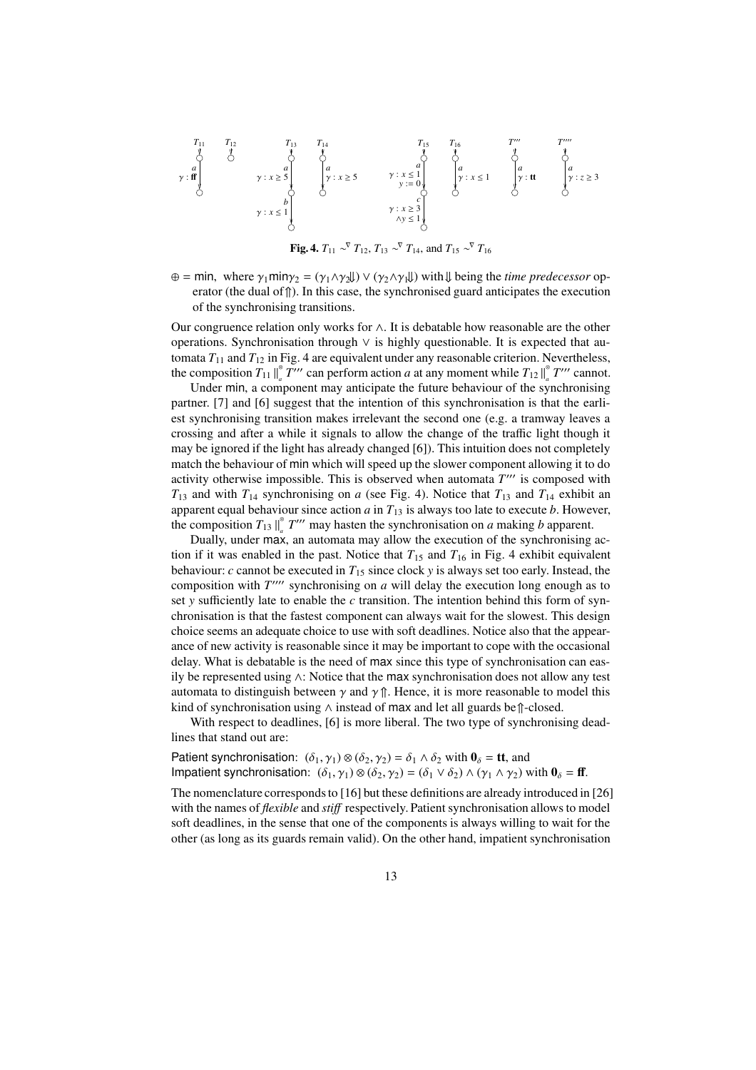**Fig. 4.** $T_{11} \sim^{\nabla} T_{12}$, $T_{13} \sim^{\nabla} T_{14}$, and $T_{15} \sim^{\nabla} T_{16}$

$\oplus = \mathsf{min}$, where $\gamma_1 \mathsf{min} \gamma_2 = (\gamma_1 \wedge \gamma_2 \Downarrow) \vee (\gamma_2 \wedge \gamma_1 \Downarrow)$ with $\Downarrow$ being the *time predecessor* operator (the dual of $\Uparrow$). In this case, the synchronised guard anticipates the execution of the synchronising transitions.

Our congruence relation only works for $\wedge$. It is debatable how reasonable are the other operations. Synchronisation through $\vee$ is highly questionable. It is expected that automata $T_{11}$ and $T_{12}$ in Fig. 4 are equivalent under any reasonable criterion. Nevertheless, the composition $T_{11} \parallel_a^{\otimes} T'''$ can perform action $a$ at any moment while $T_{12} \parallel_a^{\otimes} T'''$ cannot.

Under min, a component may anticipate the future behaviour of the synchronising partner. [7] and [6] suggest that the intention of this synchronisation is that the earliest synchronising transition makes irrelevant the second one (e.g. a tramway leaves a crossing and after a while it signals to allow the change of the traffic light though it may be ignored if the light has already changed [6]). This intuition does not completely match the behaviour of min which will speed up the slower component allowing it to do activity otherwise impossible. This is observed when automata $T'''$ is composed with $T_{13}$ and with $T_{14}$ synchronising on $a$ (see Fig. 4). Notice that $T_{13}$ and $T_{14}$ exhibit an apparent equal behaviour since action $a$ in $T_{13}$ is always too late to execute $b$. However, the composition $T_{13} \parallel_a^{\otimes} T'''$ may hasten the synchronisation on $a$ making $b$ apparent.

Dually, under max, an automata may allow the execution of the synchronising action if it was enabled in the past. Notice that $T_{15}$ and $T_{16}$ in Fig. 4 exhibit equivalent behaviour: $c$ cannot be executed in $T_{15}$ since clock $y$ is always set too early. Instead, the composition with $T''''$ synchronising on $a$ will delay the execution long enough as to set $y$ sufficiently late to enable the $c$ transition. The intention behind this form of synchronisation is that the fastest component can always wait for the slowest. This design choice seems an adequate choice to use with soft deadlines. Notice also that the appearance of new activity is reasonable since it may be important to cope with the occasional delay. What is debatable is the need of max since this type of synchronisation can easily be represented using $\wedge$: Notice that the max synchronisation does not allow any test automata to distinguish between $\gamma$ and $\gamma\Uparrow$. Hence, it is more reasonable to model this kind of synchronisation using $\wedge$ instead of max and let all guards be $\Uparrow$-closed.

With respect to deadlines, [6] is more liberal. The two type of synchronising deadlines that stand out are:

Patient synchronisation: $(\delta_1, \gamma_1) \otimes (\delta_2, \gamma_2) = \delta_1 \wedge \delta_2$ with $\mathbf{0}_\delta = \mathbf{tt}$, and
Impatient synchronisation: $(\delta_1, \gamma_1) \otimes (\delta_2, \gamma_2) = (\delta_1 \vee \delta_2) \wedge (\gamma_1 \wedge \gamma_2)$ with $\mathbf{0}_\delta = \mathbf{ff}$.

The nomenclature corresponds to [16] but these definitions are already introduced in [26] with the names of *flexible* and *stiff* respectively. Patient synchronisation allows to model soft deadlines, in the sense that one of the components is always willing to wait for the other (as long as its guards remain valid). On the other hand, impatient synchronisation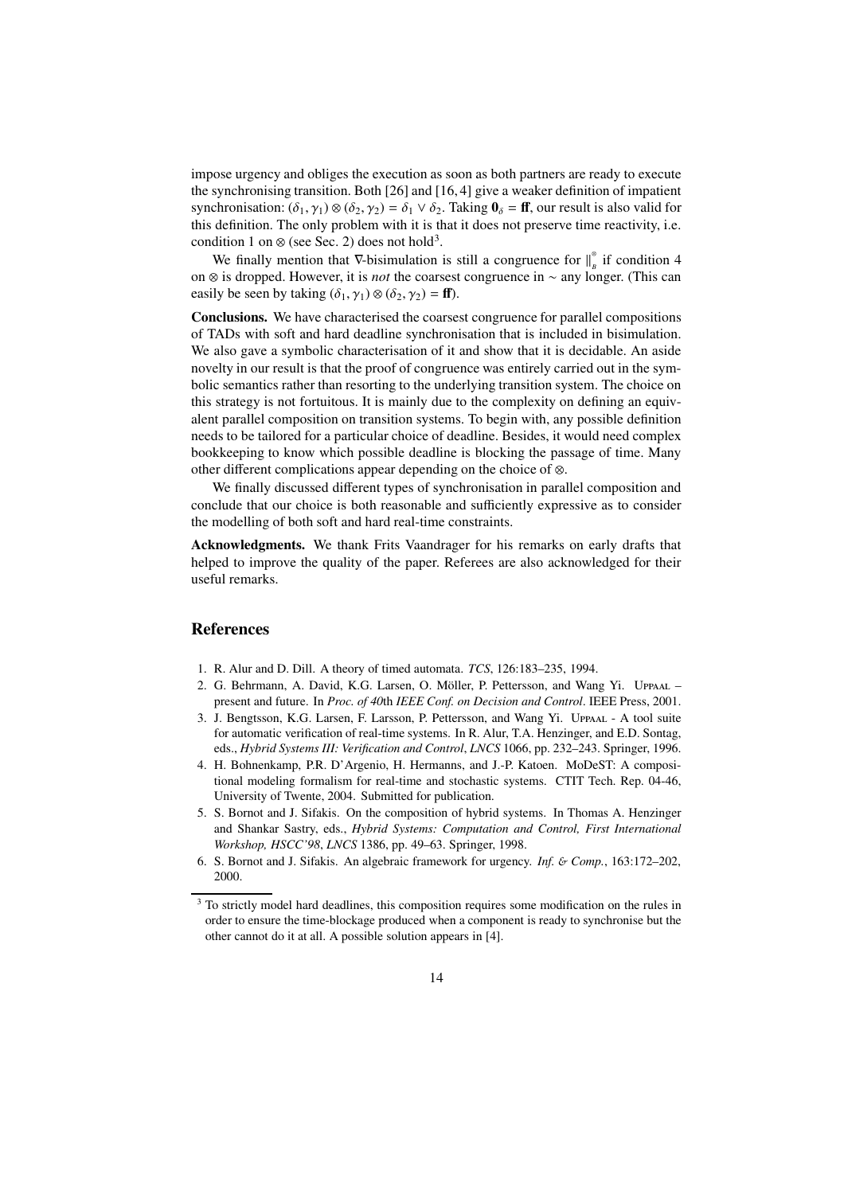impose urgency and obliges the execution as soon as both partners are ready to execute the synchronising transition. Both [26] and [16, 4] give a weaker definition of impatient synchronisation: $(\delta_1, \gamma_1) \otimes (\delta_2, \gamma_2) = \delta_1 \vee \delta_2$. Taking $\mathbf{0}_\delta = \mathbf{ff}$, our result is also valid for this definition. The only problem with it is that it does not preserve time reactivity, i.e. condition 1 on $\otimes$ (see Sec. 2) does not hold[3].

We finally mention that $\nabla$-bisimulation is still a congruence for $\|_B^{\otimes}$ if condition 4 on $\otimes$ is dropped. However, it is *not* the coarsest congruence in $\sim$ any longer. (This can easily be seen by taking $(\delta_1, \gamma_1) \otimes (\delta_2, \gamma_2) = \mathbf{ff}$).

**Conclusions.** We have characterised the coarsest congruence for parallel compositions of TADs with soft and hard deadline synchronisation that is included in bisimulation. We also gave a symbolic characterisation of it and show that it is decidable. An aside novelty in our result is that the proof of congruence was entirely carried out in the symbolic semantics rather than resorting to the underlying transition system. The choice on this strategy is not fortuitous. It is mainly due to the complexity on defining an equivalent parallel composition on transition systems. To begin with, any possible definition needs to be tailored for a particular choice of deadline. Besides, it would need complex bookkeeping to know which possible deadline is blocking the passage of time. Many other different complications appear depending on the choice of $\otimes$.

We finally discussed different types of synchronisation in parallel composition and conclude that our choice is both reasonable and sufficiently expressive as to consider the modelling of both soft and hard real-time constraints.

**Acknowledgments.** We thank Frits Vaandrager for his remarks on early drafts that helped to improve the quality of the paper. Referees are also acknowledged for their useful remarks.

## References

1. R. Alur and D. Dill. A theory of timed automata. *TCS*, 126:183–235, 1994.
2. G. Behrmann, A. David, K.G. Larsen, O. Möller, P. Pettersson, and Wang Yi. Uppaal – present and future. In *Proc. of 40*th *IEEE Conf. on Decision and Control*. IEEE Press, 2001.
3. J. Bengtsson, K.G. Larsen, F. Larsson, P. Pettersson, and Wang Yi. Uppaal - A tool suite for automatic verification of real-time systems. In R. Alur, T.A. Henzinger, and E.D. Sontag, eds., *Hybrid Systems III: Verification and Control*, *LNCS* 1066, pp. 232–243. Springer, 1996.
4. H. Bohnenkamp, P.R. D'Argenio, H. Hermanns, and J.-P. Katoen. MoDeST: A compositional modeling formalism for real-time and stochastic systems. CTIT Tech. Rep. 04-46, University of Twente, 2004. Submitted for publication.
5. S. Bornot and J. Sifakis. On the composition of hybrid systems. In Thomas A. Henzinger and Shankar Sastry, eds., *Hybrid Systems: Computation and Control, First International Workshop, HSCC'98*, *LNCS* 1386, pp. 49–63. Springer, 1998.
6. S. Bornot and J. Sifakis. An algebraic framework for urgency. *Inf. & Comp.*, 163:172–202, 2000.

[3] To strictly model hard deadlines, this composition requires some modification on the rules in order to ensure the time-blockage produced when a component is ready to synchronise but the other cannot do it at all. A possible solution appears in [4].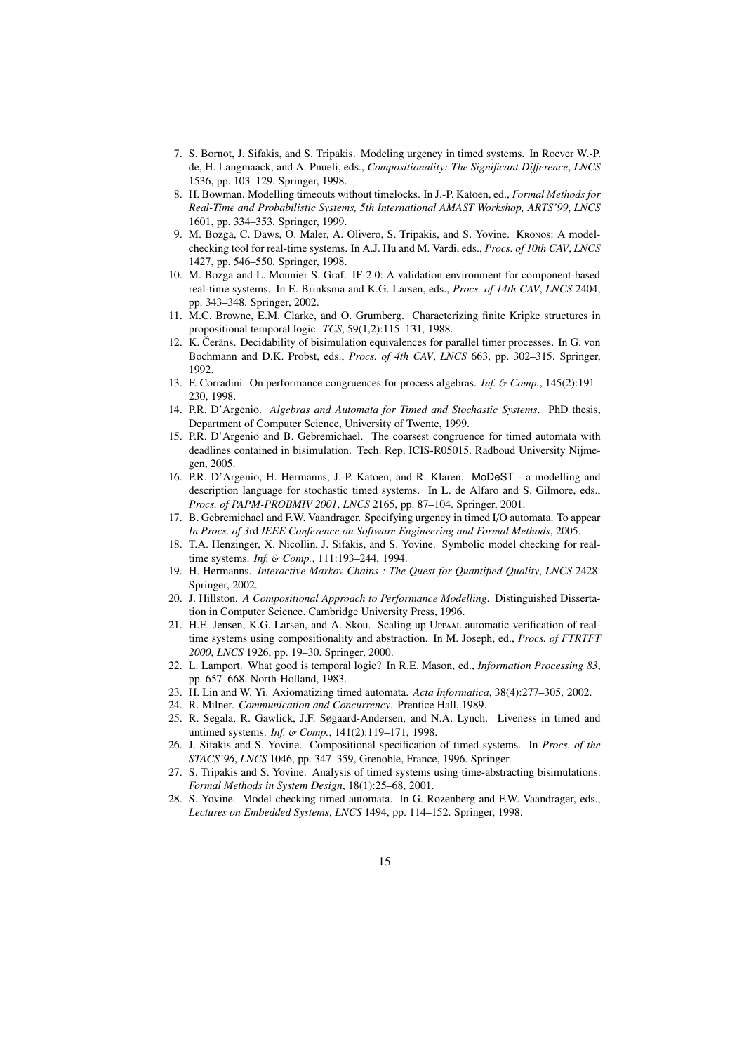7. S. Bornot, J. Sifakis, and S. Tripakis. Modeling urgency in timed systems. In Roever W.-P. de, H. Langmaack, and A. Pnueli, eds., *Compositionality: The Significant Difference*, *LNCS* 1536, pp. 103–129. Springer, 1998.
8. H. Bowman. Modelling timeouts without timelocks. In J.-P. Katoen, ed., *Formal Methods for Real-Time and Probabilistic Systems, 5th International AMAST Workshop, ARTS'99*, *LNCS* 1601, pp. 334–353. Springer, 1999.
9. M. Bozga, C. Daws, O. Maler, A. Olivero, S. Tripakis, and S. Yovine. Kronos: A model-checking tool for real-time systems. In A.J. Hu and M. Vardi, eds., *Procs. of 10th CAV*, *LNCS* 1427, pp. 546–550. Springer, 1998.
10. M. Bozga and L. Mounier S. Graf. IF-2.0: A validation environment for component-based real-time systems. In E. Brinksma and K.G. Larsen, eds., *Procs. of 14th CAV*, *LNCS* 2404, pp. 343–348. Springer, 2002.
11. M.C. Browne, E.M. Clarke, and O. Grumberg. Characterizing finite Kripke structures in propositional temporal logic. *TCS*, 59(1,2):115–131, 1988.
12. K. Čerāns. Decidability of bisimulation equivalences for parallel timer processes. In G. von Bochmann and D.K. Probst, eds., *Procs. of 4th CAV*, *LNCS* 663, pp. 302–315. Springer, 1992.
13. F. Corradini. On performance congruences for process algebras. *Inf. & Comp.*, 145(2):191–230, 1998.
14. P.R. D'Argenio. *Algebras and Automata for Timed and Stochastic Systems*. PhD thesis, Department of Computer Science, University of Twente, 1999.
15. P.R. D'Argenio and B. Gebremichael. The coarsest congruence for timed automata with deadlines contained in bisimulation. Tech. Rep. ICIS-R05015. Radboud University Nijmegen, 2005.
16. P.R. D'Argenio, H. Hermanns, J.-P. Katoen, and R. Klaren. MoDeST - a modelling and description language for stochastic timed systems. In L. de Alfaro and S. Gilmore, eds., *Procs. of PAPM-PROBMIV 2001*, *LNCS* 2165, pp. 87–104. Springer, 2001.
17. B. Gebremichael and F.W. Vaandrager. Specifying urgency in timed I/O automata. To appear *In Procs. of 3*rd *IEEE Conference on Software Engineering and Formal Methods*, 2005.
18. T.A. Henzinger, X. Nicollin, J. Sifakis, and S. Yovine. Symbolic model checking for real-time systems. *Inf. & Comp.*, 111:193–244, 1994.
19. H. Hermanns. *Interactive Markov Chains : The Quest for Quantified Quality*, *LNCS* 2428. Springer, 2002.
20. J. Hillston. *A Compositional Approach to Performance Modelling*. Distinguished Dissertation in Computer Science. Cambridge University Press, 1996.
21. H.E. Jensen, K.G. Larsen, and A. Skou. Scaling up Uppaal automatic verification of real-time systems using compositionality and abstraction. In M. Joseph, ed., *Procs. of FTRTFT 2000*, *LNCS* 1926, pp. 19–30. Springer, 2000.
22. L. Lamport. What good is temporal logic? In R.E. Mason, ed., *Information Processing 83*, pp. 657–668. North-Holland, 1983.
23. H. Lin and W. Yi. Axiomatizing timed automata. *Acta Informatica*, 38(4):277–305, 2002.
24. R. Milner. *Communication and Concurrency*. Prentice Hall, 1989.
25. R. Segala, R. Gawlick, J.F. Søgaard-Andersen, and N.A. Lynch. Liveness in timed and untimed systems. *Inf. & Comp.*, 141(2):119–171, 1998.
26. J. Sifakis and S. Yovine. Compositional specification of timed systems. In *Procs. of the STACS'96*, *LNCS* 1046, pp. 347–359, Grenoble, France, 1996. Springer.
27. S. Tripakis and S. Yovine. Analysis of timed systems using time-abstracting bisimulations. *Formal Methods in System Design*, 18(1):25–68, 2001.
28. S. Yovine. Model checking timed automata. In G. Rozenberg and F.W. Vaandrager, eds., *Lectures on Embedded Systems*, *LNCS* 1494, pp. 114–152. Springer, 1998.